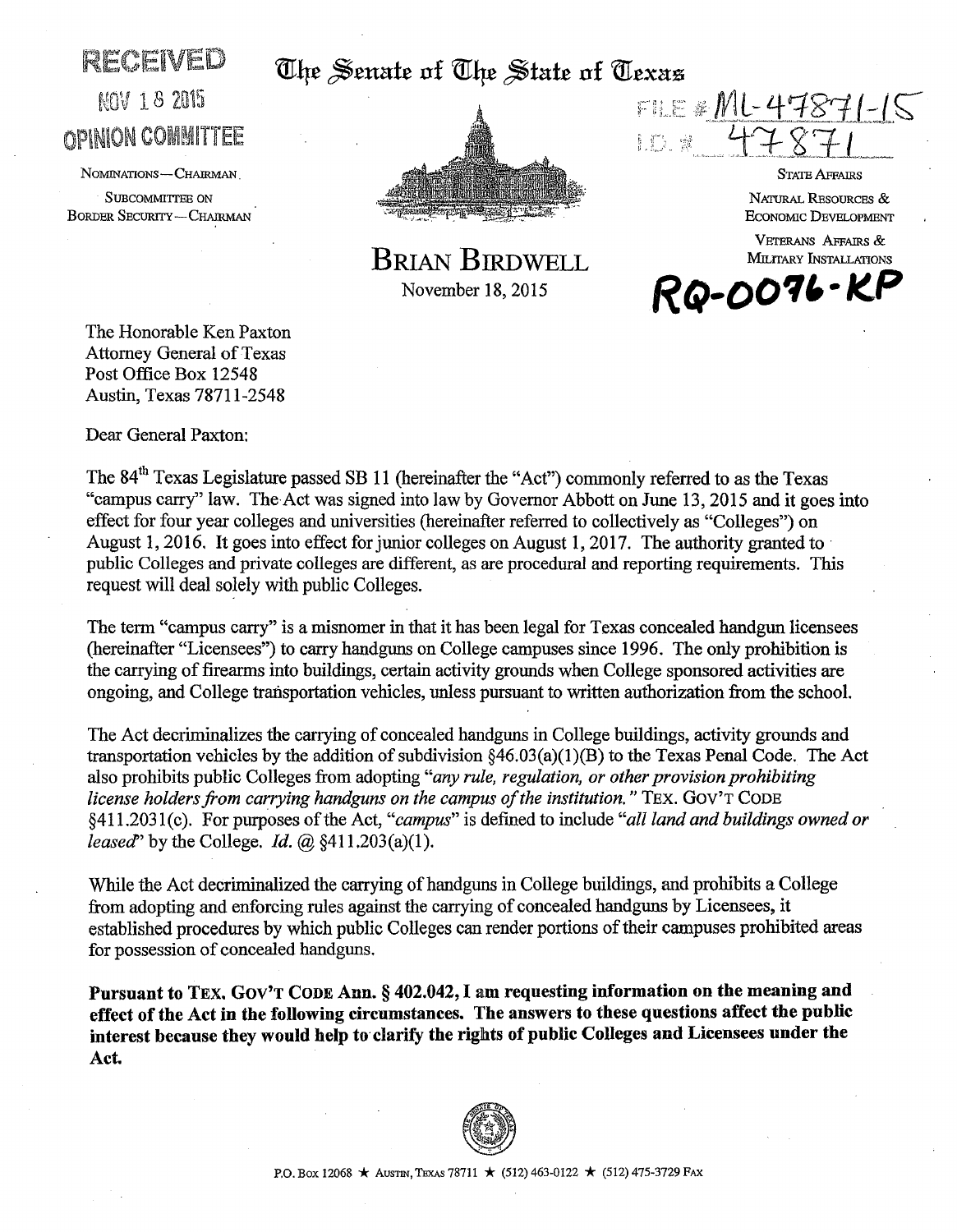RECEIVED

NOV 18 2015

OPINION COMMITTEE

NOMINATIONS—CHAIRMAN

SUBCOMMITTEE ON BORDER SECURITY—CHAIRMAN

# The Senate of The State of Texas

FILE # ML-47871-15

I.D. # 47871

STATE AFFAIRS

NATURAL RESOURCES & ECONOMIC DEVELOPMENT

VETERANS AFFAIRS & MILITARY INSTALLATIONS

**RQ-0076-KP**

## BRIAN BIRDWELL

November 18, 2015

The Honorable Ken Paxton
Attorney General of Texas
Post Office Box 12548
Austin, Texas 78711-2548

Dear General Paxton:

The 84th Texas Legislature passed SB 11 (hereinafter the "Act") commonly referred to as the Texas "campus carry" law. The Act was signed into law by Governor Abbott on June 13, 2015 and it goes into effect for four year colleges and universities (hereinafter referred to collectively as "Colleges") on August 1, 2016. It goes into effect for junior colleges on August 1, 2017. The authority granted to public Colleges and private colleges are different, as are procedural and reporting requirements. This request will deal solely with public Colleges.

The term "campus carry" is a misnomer in that it has been legal for Texas concealed handgun licensees (hereinafter "Licensees") to carry handguns on College campuses since 1996. The only prohibition is the carrying of firearms into buildings, certain activity grounds when College sponsored activities are ongoing, and College transportation vehicles, unless pursuant to written authorization from the school.

The Act decriminalizes the carrying of concealed handguns in College buildings, activity grounds and transportation vehicles by the addition of subdivision §46.03(a)(1)(B) to the Texas Penal Code. The Act also prohibits public Colleges from adopting "*any rule, regulation, or other provision prohibiting license holders from carrying handguns on the campus of the institution.*" TEX. GOV'T CODE §411.2031(c). For purposes of the Act, "*campus*" is defined to include "*all land and buildings owned or leased*" by the College. *Id.* @ §411.203(a)(1).

While the Act decriminalized the carrying of handguns in College buildings, and prohibits a College from adopting and enforcing rules against the carrying of concealed handguns by Licensees, it established procedures by which public Colleges can render portions of their campuses prohibited areas for possession of concealed handguns.

**Pursuant to TEX. GOV'T CODE Ann. § 402.042, I am requesting information on the meaning and effect of the Act in the following circumstances. The answers to these questions affect the public interest because they would help to clarify the rights of public Colleges and Licensees under the Act.**

P.O. Box 12068 ★ AUSTIN, TEXAS 78711 ★ (512) 463-0122 ★ (512) 475-3729 FAX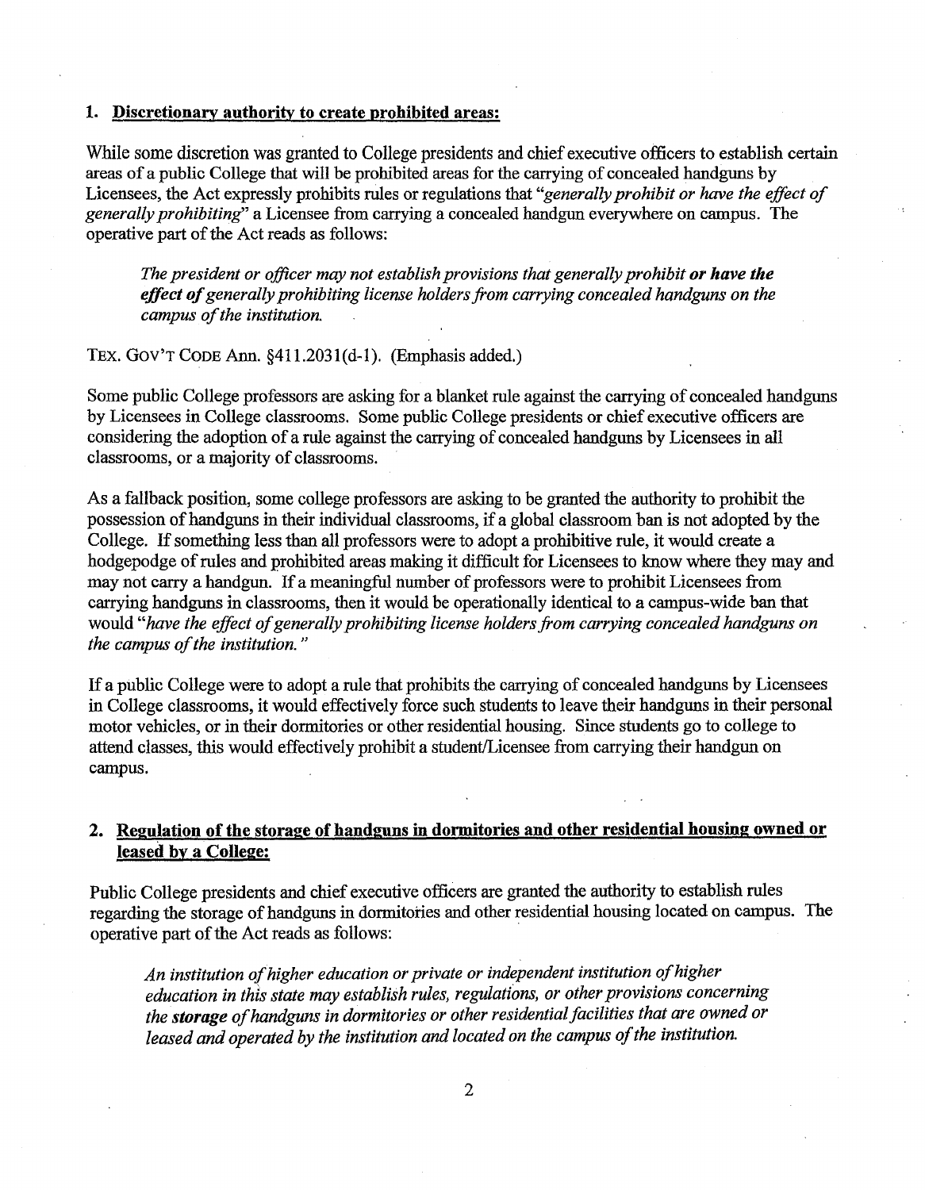## 1. Discretionary authority to create prohibited areas:

While some discretion was granted to College presidents and chief executive officers to establish certain areas of a public College that will be prohibited areas for the carrying of concealed handguns by Licensees, the Act expressly prohibits rules or regulations that *"generally prohibit or have the effect of generally prohibiting"* a Licensee from carrying a concealed handgun everywhere on campus. The operative part of the Act reads as follows:

> *The president or officer may not establish provisions that generally prohibit* ***or have the effect of*** *generally prohibiting license holders from carrying concealed handguns on the campus of the institution.*

TEX. GOV'T CODE Ann. §411.2031(d-1). (Emphasis added.)

Some public College professors are asking for a blanket rule against the carrying of concealed handguns by Licensees in College classrooms. Some public College presidents or chief executive officers are considering the adoption of a rule against the carrying of concealed handguns by Licensees in all classrooms, or a majority of classrooms.

As a fallback position, some college professors are asking to be granted the authority to prohibit the possession of handguns in their individual classrooms, if a global classroom ban is not adopted by the College. If something less than all professors were to adopt a prohibitive rule, it would create a hodgepodge of rules and prohibited areas making it difficult for Licensees to know where they may and may not carry a handgun. If a meaningful number of professors were to prohibit Licensees from carrying handguns in classrooms, then it would be operationally identical to a campus-wide ban that would *"have the effect of generally prohibiting license holders from carrying concealed handguns on the campus of the institution."*

If a public College were to adopt a rule that prohibits the carrying of concealed handguns by Licensees in College classrooms, it would effectively force such students to leave their handguns in their personal motor vehicles, or in their dormitories or other residential housing. Since students go to college to attend classes, this would effectively prohibit a student/Licensee from carrying their handgun on campus.

## 2. Regulation of the storage of handguns in dormitories and other residential housing owned or leased by a College:

Public College presidents and chief executive officers are granted the authority to establish rules regarding the storage of handguns in dormitories and other residential housing located on campus. The operative part of the Act reads as follows:

> *An institution of higher education or private or independent institution of higher education in this state may establish rules, regulations, or other provisions concerning the* ***storage*** *of handguns in dormitories or other residential facilities that are owned or leased and operated by the institution and located on the campus of the institution.*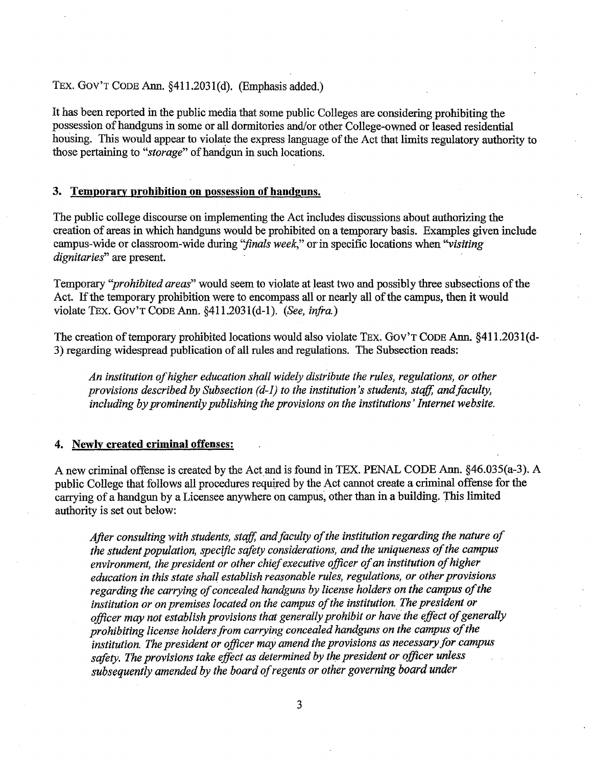TEX. GOV'T CODE Ann. §411.2031(d). (Emphasis added.)

It has been reported in the public media that some public Colleges are considering prohibiting the possession of handguns in some or all dormitories and/or other College-owned or leased residential housing. This would appear to violate the express language of the Act that limits regulatory authority to those pertaining to "*storage*" of handgun in such locations.

### 3. Temporary prohibition on possession of handguns.

The public college discourse on implementing the Act includes discussions about authorizing the creation of areas in which handguns would be prohibited on a temporary basis. Examples given include campus-wide or classroom-wide during "*finals week*," or in specific locations when "*visiting dignitaries*" are present.

Temporary "*prohibited areas*" would seem to violate at least two and possibly three subsections of the Act. If the temporary prohibition were to encompass all or nearly all of the campus, then it would violate TEX. GOV'T CODE Ann. §411.2031(d-1). (*See, infra.*)

The creation of temporary prohibited locations would also violate TEX. GOV'T CODE Ann. §411.2031(d-3) regarding widespread publication of all rules and regulations. The Subsection reads:

> *An institution of higher education shall widely distribute the rules, regulations, or other provisions described by Subsection (d-1) to the institution's students, staff, and faculty, including by prominently publishing the provisions on the institutions' Internet website.*

### 4. Newly created criminal offenses:

A new criminal offense is created by the Act and is found in TEX. PENAL CODE Ann. §46.035(a-3). A public College that follows all procedures required by the Act cannot create a criminal offense for the carrying of a handgun by a Licensee anywhere on campus, other than in a building. This limited authority is set out below:

> *After consulting with students, staff, and faculty of the institution regarding the nature of the student population, specific safety considerations, and the uniqueness of the campus environment, the president or other chief executive officer of an institution of higher education in this state shall establish reasonable rules, regulations, or other provisions regarding the carrying of concealed handguns by license holders on the campus of the institution or on premises located on the campus of the institution. The president or officer may not establish provisions that generally prohibit or have the effect of generally prohibiting license holders from carrying concealed handguns on the campus of the institution. The president or officer may amend the provisions as necessary for campus safety. The provisions take effect as determined by the president or officer unless subsequently amended by the board of regents or other governing board under*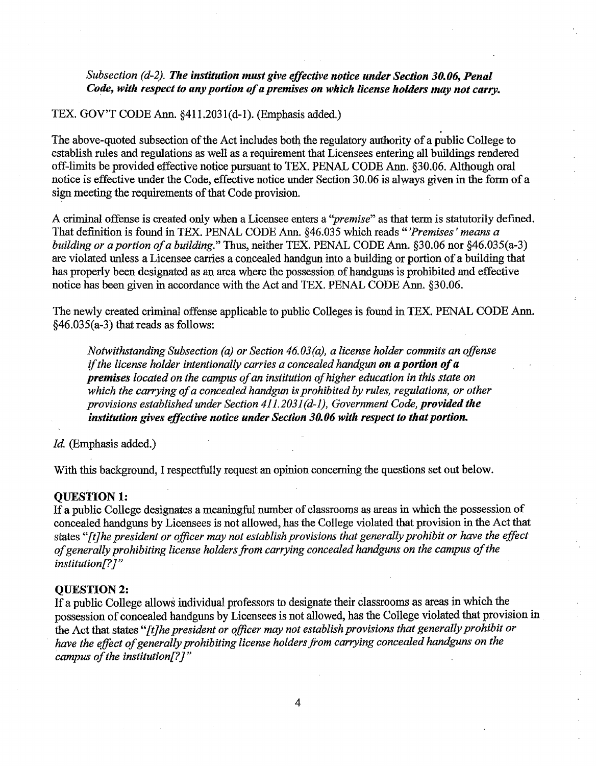*Subsection (d-2). **The institution must give effective notice under Section 30.06, Penal Code, with respect to any portion of a premises on which license holders may not carry.***

TEX. GOV'T CODE Ann. §411.2031(d-1). (Emphasis added.)

The above-quoted subsection of the Act includes both the regulatory authority of a public College to establish rules and regulations as well as a requirement that Licensees entering all buildings rendered off-limits be provided effective notice pursuant to TEX. PENAL CODE Ann. §30.06. Although oral notice is effective under the Code, effective notice under Section 30.06 is always given in the form of a sign meeting the requirements of that Code provision.

A criminal offense is created only when a Licensee enters a *"premise"* as that term is statutorily defined. That definition is found in TEX. PENAL CODE Ann. §46.035 which reads *"'Premises' means a building or a portion of a building."* Thus, neither TEX. PENAL CODE Ann. §30.06 nor §46.035(a-3) are violated unless a Licensee carries a concealed handgun into a building or portion of a building that has properly been designated as an area where the possession of handguns is prohibited and effective notice has been given in accordance with the Act and TEX. PENAL CODE Ann. §30.06.

The newly created criminal offense applicable to public Colleges is found in TEX. PENAL CODE Ann. §46.035(a-3) that reads as follows:

> *Notwithstanding Subsection (a) or Section 46.03(a), a license holder commits an offense if the license holder intentionally carries a concealed handgun **on a portion of a premises** located on the campus of an institution of higher education in this state on which the carrying of a concealed handgun is prohibited by rules, regulations, or other provisions established under Section 411.2031(d-1), Government Code, **provided the institution gives effective notice under Section 30.06 with respect to that portion.***

*Id.* (Emphasis added.)

With this background, I respectfully request an opinion concerning the questions set out below.

**QUESTION 1:**

If a public College designates a meaningful number of classrooms as areas in which the possession of concealed handguns by Licensees is not allowed, has the College violated that provision in the Act that states *"[t]he president or officer may not establish provisions that generally prohibit or have the effect of generally prohibiting license holders from carrying concealed handguns on the campus of the institution[?]"*

**QUESTION 2:**

If a public College allows individual professors to designate their classrooms as areas in which the possession of concealed handguns by Licensees is not allowed, has the College violated that provision in the Act that states *"[t]he president or officer may not establish provisions that generally prohibit or have the effect of generally prohibiting license holders from carrying concealed handguns on the campus of the institution[?]"*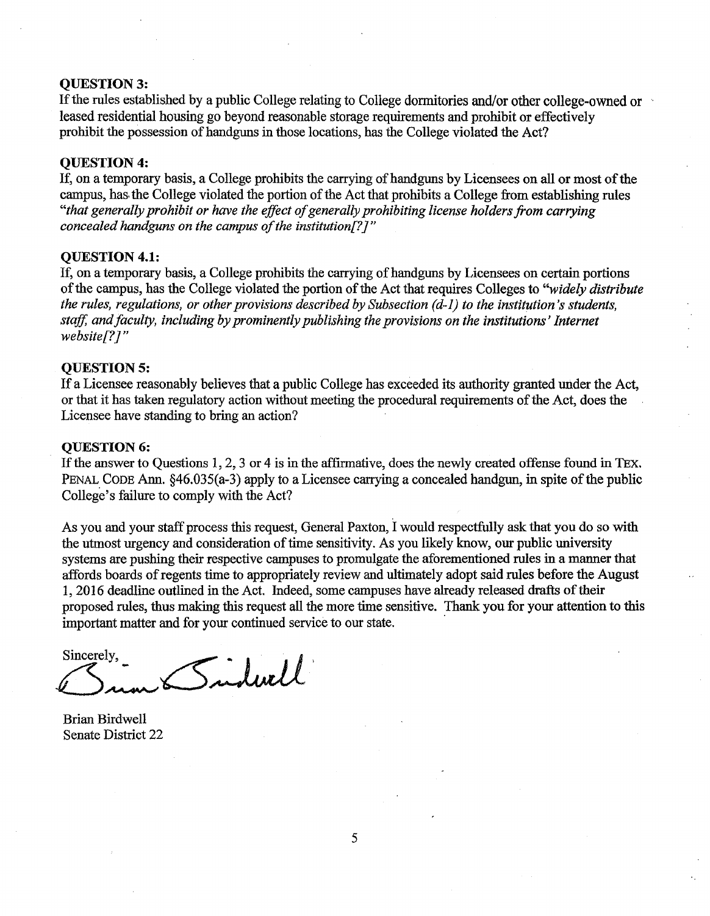**QUESTION 3:**
If the rules established by a public College relating to College dormitories and/or other college-owned or leased residential housing go beyond reasonable storage requirements and prohibit or effectively prohibit the possession of handguns in those locations, has the College violated the Act?

**QUESTION 4:**
If, on a temporary basis, a College prohibits the carrying of handguns by Licensees on all or most of the campus, has the College violated the portion of the Act that prohibits a College from establishing rules *"that generally prohibit or have the effect of generally prohibiting license holders from carrying concealed handguns on the campus of the institution[?]"*

**QUESTION 4.1:**
If, on a temporary basis, a College prohibits the carrying of handguns by Licensees on certain portions of the campus, has the College violated the portion of the Act that requires Colleges to *"widely distribute the rules, regulations, or other provisions described by Subsection (d-1) to the institution's students, staff, and faculty, including by prominently publishing the provisions on the institutions' Internet website[?]"*

**QUESTION 5:**
If a Licensee reasonably believes that a public College has exceeded its authority granted under the Act, or that it has taken regulatory action without meeting the procedural requirements of the Act, does the Licensee have standing to bring an action?

**QUESTION 6:**
If the answer to Questions 1, 2, 3 or 4 is in the affirmative, does the newly created offense found in TEX. PENAL CODE Ann. §46.035(a-3) apply to a Licensee carrying a concealed handgun, in spite of the public College's failure to comply with the Act?

As you and your staff process this request, General Paxton, I would respectfully ask that you do so with the utmost urgency and consideration of time sensitivity. As you likely know, our public university systems are pushing their respective campuses to promulgate the aforementioned rules in a manner that affords boards of regents time to appropriately review and ultimately adopt said rules before the August 1, 2016 deadline outlined in the Act. Indeed, some campuses have already released drafts of their proposed rules, thus making this request all the more time sensitive. Thank you for your attention to this important matter and for your continued service to our state.

Sincerely,

Brian Birdwell
Senate District 22